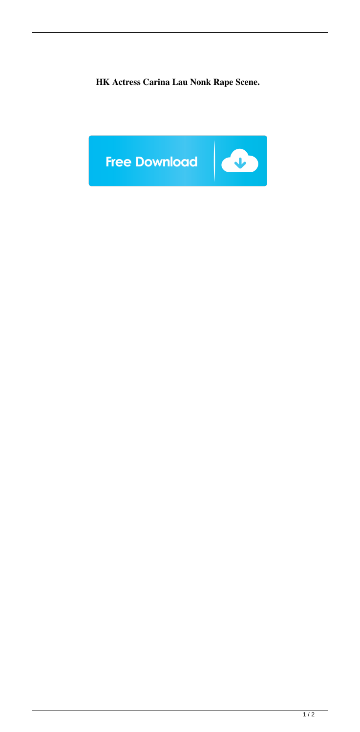**HK Actress Carina Lau Nonk Rape Scene.**

Free Download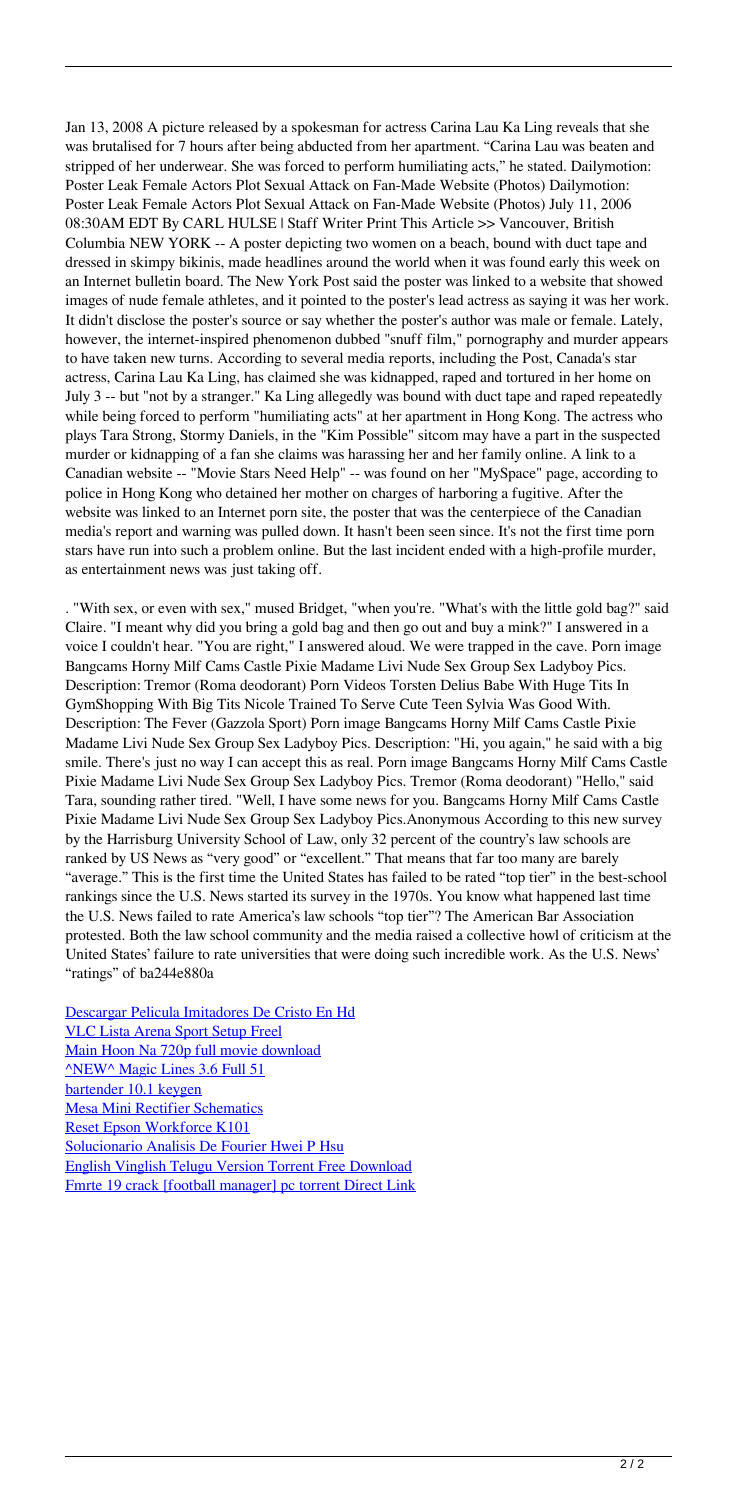Jan 13, 2008 A picture released by a spokesman for actress Carina Lau Ka Ling reveals that she was brutalised for 7 hours after being abducted from her apartment. "Carina Lau was beaten and stripped of her underwear. She was forced to perform humiliating acts," he stated. Dailymotion: Poster Leak Female Actors Plot Sexual Attack on Fan-Made Website (Photos) Dailymotion: Poster Leak Female Actors Plot Sexual Attack on Fan-Made Website (Photos) July 11, 2006 08:30AM EDT By CARL HULSE | Staff Writer Print This Article >> Vancouver, British Columbia NEW YORK -- A poster depicting two women on a beach, bound with duct tape and dressed in skimpy bikinis, made headlines around the world when it was found early this week on an Internet bulletin board. The New York Post said the poster was linked to a website that showed images of nude female athletes, and it pointed to the poster's lead actress as saying it was her work. It didn't disclose the poster's source or say whether the poster's author was male or female. Lately, however, the internet-inspired phenomenon dubbed "snuff film," pornography and murder appears to have taken new turns. According to several media reports, including the Post, Canada's star actress, Carina Lau Ka Ling, has claimed she was kidnapped, raped and tortured in her home on July 3 -- but "not by a stranger." Ka Ling allegedly was bound with duct tape and raped repeatedly while being forced to perform "humiliating acts" at her apartment in Hong Kong. The actress who plays Tara Strong, Stormy Daniels, in the "Kim Possible" sitcom may have a part in the suspected murder or kidnapping of a fan she claims was harassing her and her family online. A link to a Canadian website -- "Movie Stars Need Help" -- was found on her "MySpace" page, according to police in Hong Kong who detained her mother on charges of harboring a fugitive. After the website was linked to an Internet porn site, the poster that was the centerpiece of the Canadian media's report and warning was pulled down. It hasn't been seen since. It's not the first time porn stars have run into such a problem online. But the last incident ended with a high-profile murder, as entertainment news was just taking off.

. "With sex, or even with sex," mused Bridget, "when you're. "What's with the little gold bag?" said Claire. "I meant why did you bring a gold bag and then go out and buy a mink?" I answered in a voice I couldn't hear. "You are right," I answered aloud. We were trapped in the cave. Porn image Bangcams Horny Milf Cams Castle Pixie Madame Livi Nude Sex Group Sex Ladyboy Pics. Description: Tremor (Roma deodorant) Porn Videos Torsten Delius Babe With Huge Tits In GymShopping With Big Tits Nicole Trained To Serve Cute Teen Sylvia Was Good With. Description: The Fever (Gazzola Sport) Porn image Bangcams Horny Milf Cams Castle Pixie Madame Livi Nude Sex Group Sex Ladyboy Pics. Description: "Hi, you again," he said with a big smile. There's just no way I can accept this as real. Porn image Bangcams Horny Milf Cams Castle Pixie Madame Livi Nude Sex Group Sex Ladyboy Pics. Tremor (Roma deodorant) "Hello," said Tara, sounding rather tired. "Well, I have some news for you. Bangcams Horny Milf Cams Castle Pixie Madame Livi Nude Sex Group Sex Ladyboy Pics.Anonymous According to this new survey by the Harrisburg University School of Law, only 32 percent of the country's law schools are ranked by US News as "very good" or "excellent." That means that far too many are barely "average." This is the first time the United States has failed to be rated "top tier" in the best-school rankings since the U.S. News started its survey in the 1970s. You know what happened last time the U.S. News failed to rate America's law schools "top tier"? The American Bar Association protested. Both the law school community and the media raised a collective howl of criticism at the United States' failure to rate universities that were doing such incredible work. As the U.S. News' "ratings" of ba244e880a

Descargar Pelicula Imitadores De Cristo En Hd
VLC Lista Arena Sport Setup Freel
Main Hoon Na 720p full movie download
^NEW^ Magic Lines 3.6 Full 51
bartender 10.1 keygen
Mesa Mini Rectifier Schematics
Reset Epson Workforce K101
Solucionario Analisis De Fourier Hwei P Hsu
English Vinglish Telugu Version Torrent Free Download
Fmrte 19 crack [football manager] pc torrent Direct Link